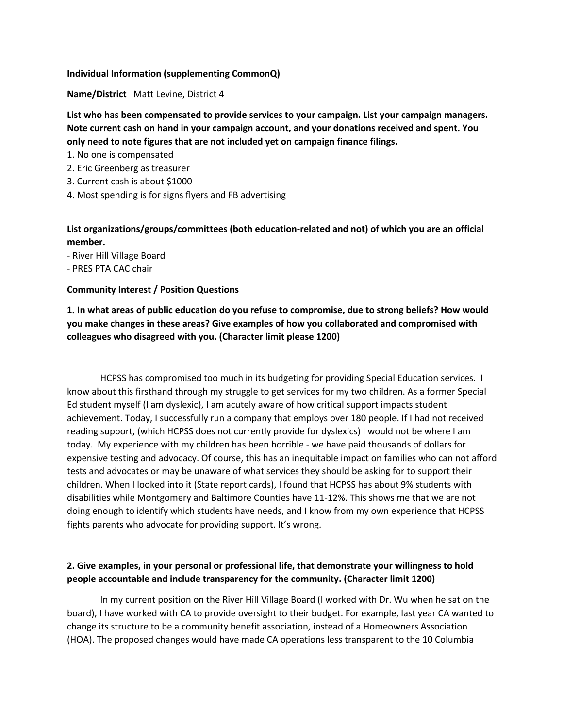**Individual Information (supplementing CommonQ)**

**Name/District** Matt Levine, District 4

**List who has been compensated to provide services to your campaign. List your campaign managers. Note current cash on hand in your campaign account, and your donations received and spent. You only need to note figures that are not included yet on campaign finance filings.**

1. No one is compensated
2. Eric Greenberg as treasurer
3. Current cash is about $1000
4. Most spending is for signs flyers and FB advertising

**List organizations/groups/committees (both education-related and not) of which you are an official member.**

- River Hill Village Board
- PRES PTA CAC chair

**Community Interest / Position Questions**

**1. In what areas of public education do you refuse to compromise, due to strong beliefs? How would you make changes in these areas? Give examples of how you collaborated and compromised with colleagues who disagreed with you. (Character limit please 1200)**

HCPSS has compromised too much in its budgeting for providing Special Education services. I know about this firsthand through my struggle to get services for my two children. As a former Special Ed student myself (I am dyslexic), I am acutely aware of how critical support impacts student achievement. Today, I successfully run a company that employs over 180 people. If I had not received reading support, (which HCPSS does not currently provide for dyslexics) I would not be where I am today. My experience with my children has been horrible - we have paid thousands of dollars for expensive testing and advocacy. Of course, this has an inequitable impact on families who can not afford tests and advocates or may be unaware of what services they should be asking for to support their children. When I looked into it (State report cards), I found that HCPSS has about 9% students with disabilities while Montgomery and Baltimore Counties have 11-12%. This shows me that we are not doing enough to identify which students have needs, and I know from my own experience that HCPSS fights parents who advocate for providing support. It's wrong.

**2. Give examples, in your personal or professional life, that demonstrate your willingness to hold people accountable and include transparency for the community. (Character limit 1200)**

In my current position on the River Hill Village Board (I worked with Dr. Wu when he sat on the board), I have worked with CA to provide oversight to their budget. For example, last year CA wanted to change its structure to be a community benefit association, instead of a Homeowners Association (HOA). The proposed changes would have made CA operations less transparent to the 10 Columbia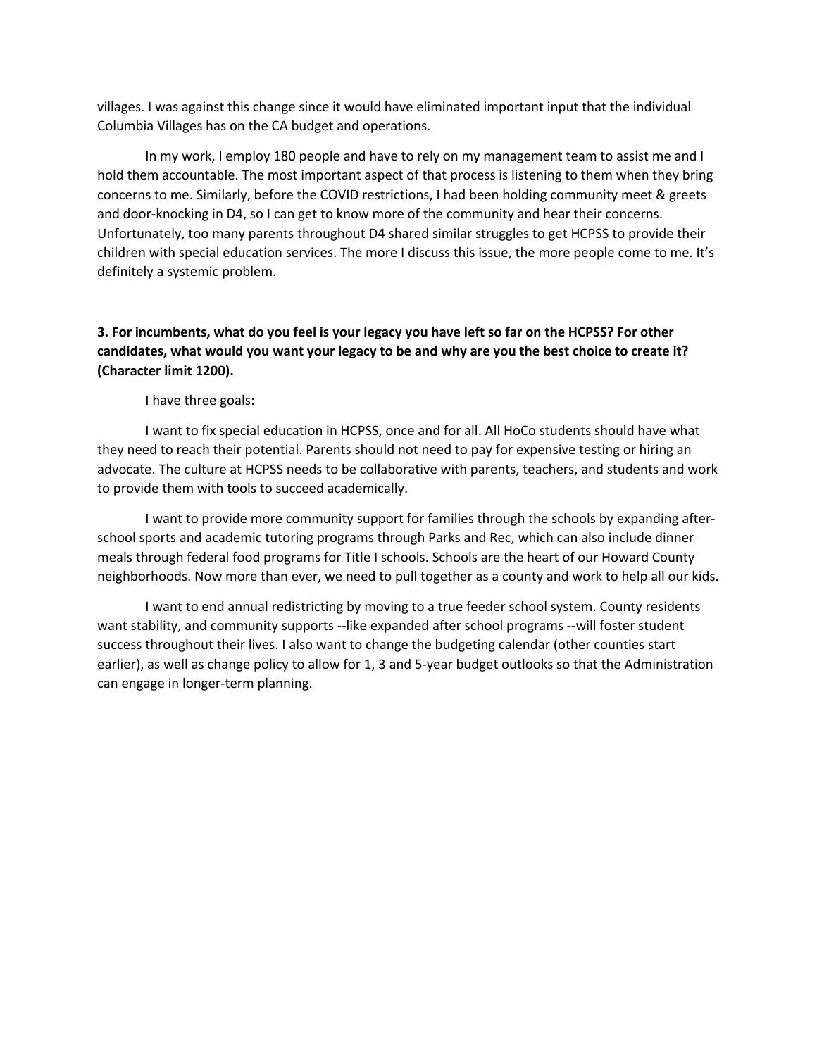villages. I was against this change since it would have eliminated important input that the individual Columbia Villages has on the CA budget and operations.

In my work, I employ 180 people and have to rely on my management team to assist me and I hold them accountable. The most important aspect of that process is listening to them when they bring concerns to me. Similarly, before the COVID restrictions, I had been holding community meet & greets and door-knocking in D4, so I can get to know more of the community and hear their concerns. Unfortunately, too many parents throughout D4 shared similar struggles to get HCPSS to provide their children with special education services. The more I discuss this issue, the more people come to me. It's definitely a systemic problem.

**3. For incumbents, what do you feel is your legacy you have left so far on the HCPSS? For other candidates, what would you want your legacy to be and why are you the best choice to create it? (Character limit 1200).**

I have three goals:

I want to fix special education in HCPSS, once and for all. All HoCo students should have what they need to reach their potential. Parents should not need to pay for expensive testing or hiring an advocate. The culture at HCPSS needs to be collaborative with parents, teachers, and students and work to provide them with tools to succeed academically.

I want to provide more community support for families through the schools by expanding after-school sports and academic tutoring programs through Parks and Rec, which can also include dinner meals through federal food programs for Title I schools. Schools are the heart of our Howard County neighborhoods. Now more than ever, we need to pull together as a county and work to help all our kids.

I want to end annual redistricting by moving to a true feeder school system. County residents want stability, and community supports --like expanded after school programs --will foster student success throughout their lives. I also want to change the budgeting calendar (other counties start earlier), as well as change policy to allow for 1, 3 and 5-year budget outlooks so that the Administration can engage in longer-term planning.